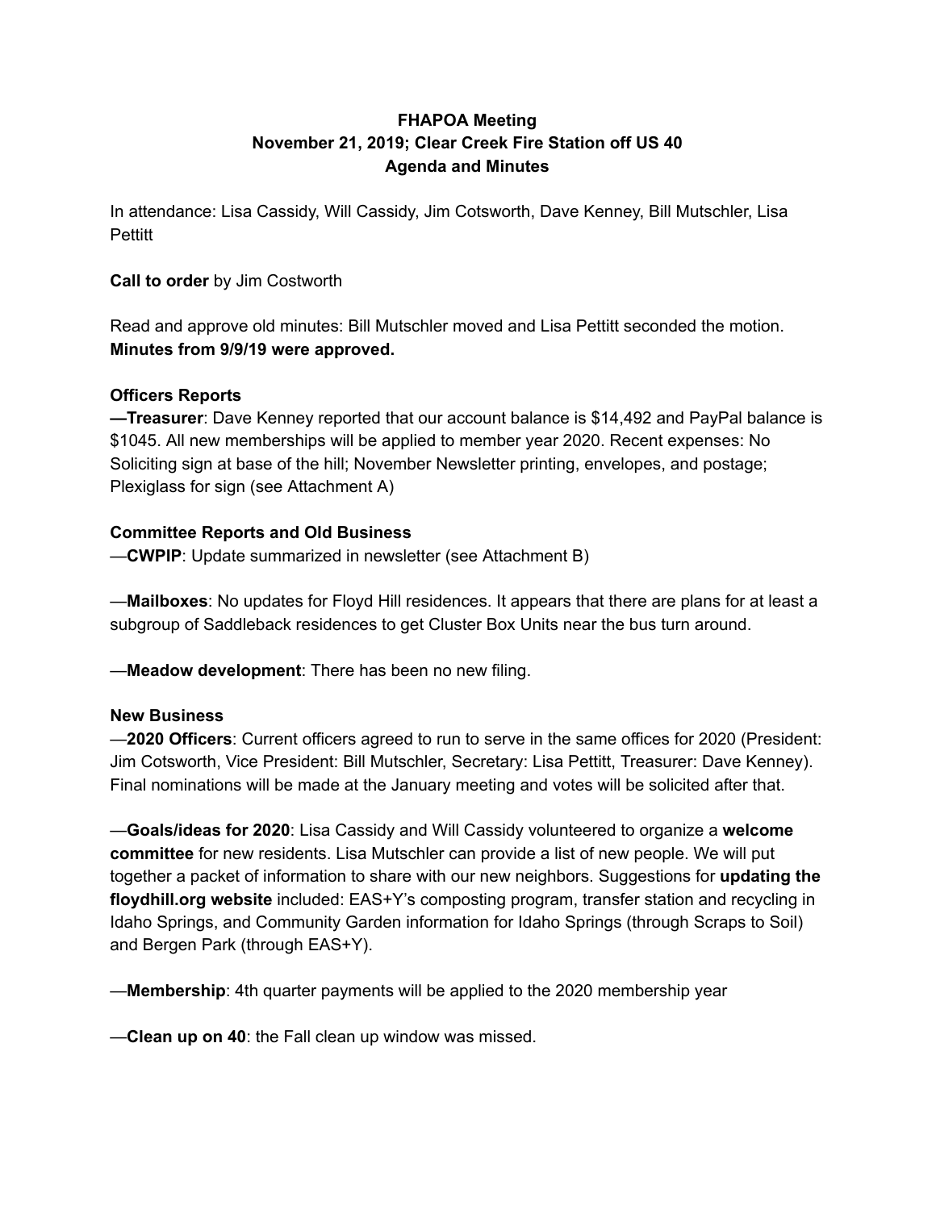**FHAPOA Meeting**
**November 21, 2019; Clear Creek Fire Station off US 40**
**Agenda and Minutes**

In attendance: Lisa Cassidy, Will Cassidy, Jim Cotsworth, Dave Kenney, Bill Mutschler, Lisa Pettitt

**Call to order** by Jim Costworth

Read and approve old minutes: Bill Mutschler moved and Lisa Pettitt seconded the motion. **Minutes from 9/9/19 were approved.**

**Officers Reports**

**—Treasurer**: Dave Kenney reported that our account balance is $14,492 and PayPal balance is $1045. All new memberships will be applied to member year 2020. Recent expenses: No Soliciting sign at base of the hill; November Newsletter printing, envelopes, and postage; Plexiglass for sign (see Attachment A)

**Committee Reports and Old Business**

—**CWPIP**: Update summarized in newsletter (see Attachment B)

—**Mailboxes**: No updates for Floyd Hill residences. It appears that there are plans for at least a subgroup of Saddleback residences to get Cluster Box Units near the bus turn around.

—**Meadow development**: There has been no new filing.

**New Business**

—**2020 Officers**: Current officers agreed to run to serve in the same offices for 2020 (President: Jim Cotsworth, Vice President: Bill Mutschler, Secretary: Lisa Pettitt, Treasurer: Dave Kenney). Final nominations will be made at the January meeting and votes will be solicited after that.

—**Goals/ideas for 2020**: Lisa Cassidy and Will Cassidy volunteered to organize a **welcome committee** for new residents. Lisa Mutschler can provide a list of new people. We will put together a packet of information to share with our new neighbors. Suggestions for **updating the floydhill.org website** included: EAS+Y's composting program, transfer station and recycling in Idaho Springs, and Community Garden information for Idaho Springs (through Scraps to Soil) and Bergen Park (through EAS+Y).

—**Membership**: 4th quarter payments will be applied to the 2020 membership year

—**Clean up on 40**: the Fall clean up window was missed.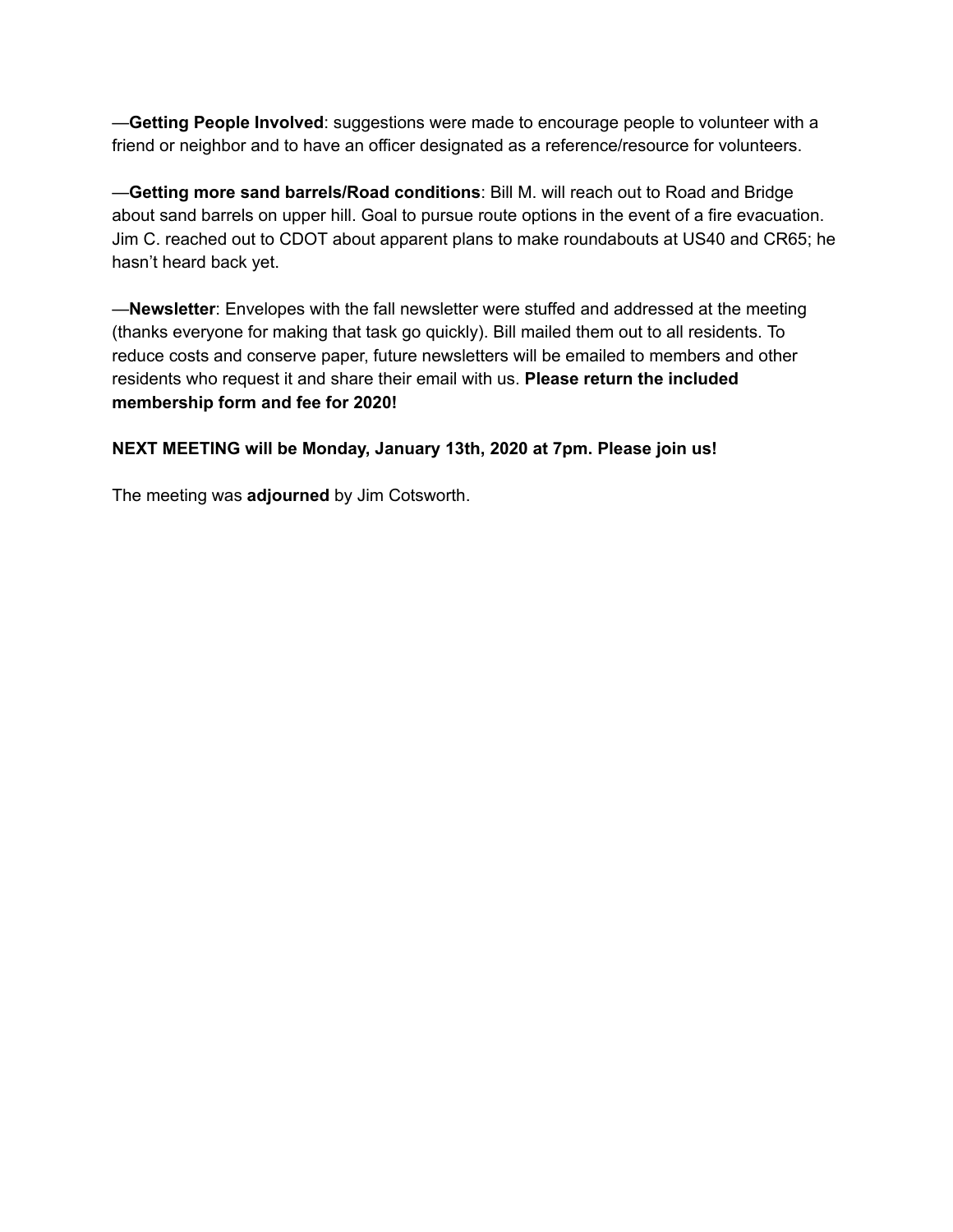—**Getting People Involved**: suggestions were made to encourage people to volunteer with a friend or neighbor and to have an officer designated as a reference/resource for volunteers.

—**Getting more sand barrels/Road conditions**: Bill M. will reach out to Road and Bridge about sand barrels on upper hill. Goal to pursue route options in the event of a fire evacuation. Jim C. reached out to CDOT about apparent plans to make roundabouts at US40 and CR65; he hasn't heard back yet.

—**Newsletter**: Envelopes with the fall newsletter were stuffed and addressed at the meeting (thanks everyone for making that task go quickly). Bill mailed them out to all residents. To reduce costs and conserve paper, future newsletters will be emailed to members and other residents who request it and share their email with us. **Please return the included membership form and fee for 2020!**

**NEXT MEETING will be Monday, January 13th, 2020 at 7pm. Please join us!**

The meeting was **adjourned** by Jim Cotsworth.